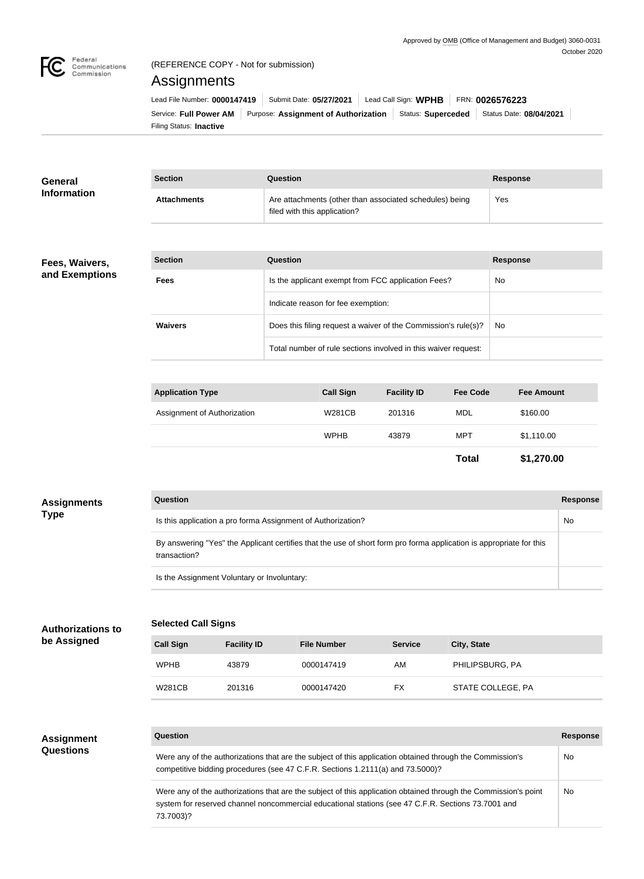Approved by OMB (Office of Management and Budget) 3060-0031
October 2020

(REFERENCE COPY - Not for submission)

# Assignments

Lead File Number: **0000147419** | Submit Date: **05/27/2021** | Lead Call Sign: **WPHB** | FRN: **0026576223**

Service: **Full Power AM** | Purpose: **Assignment of Authorization** | Status: **Superceded** | Status Date: **08/04/2021**

Filing Status: **Inactive**

## General Information

| Section | Question | Response |
| --- | --- | --- |
| **Attachments** | Are attachments (other than associated schedules) being filed with this application? | Yes |

## Fees, Waivers, and Exemptions

| Section | Question | Response |
| --- | --- | --- |
| **Fees** | Is the applicant exempt from FCC application Fees? | No |
| | Indicate reason for fee exemption: | |
| **Waivers** | Does this filing request a waiver of the Commission's rule(s)? | No |
| | Total number of rule sections involved in this waiver request: | |

| Application Type | Call Sign | Facility ID | Fee Code | Fee Amount |
| --- | --- | --- | --- | --- |
| Assignment of Authorization | W281CB | 201316 | MDL | $160.00 |
| | WPHB | 43879 | MPT | $1,110.00 |
| | | | **Total** | **$1,270.00** |

## Assignments Type

| Question | Response |
| --- | --- |
| Is this application a pro forma Assignment of Authorization? | No |
| By answering "Yes" the Applicant certifies that the use of short form pro forma application is appropriate for this transaction? | |
| Is the Assignment Voluntary or Involuntary: | |

## Authorizations to be Assigned

### Selected Call Signs

| Call Sign | Facility ID | File Number | Service | City, State |
| --- | --- | --- | --- | --- |
| WPHB | 43879 | 0000147419 | AM | PHILIPSBURG, PA |
| W281CB | 201316 | 0000147420 | FX | STATE COLLEGE, PA |

## Assignment Questions

| Question | Response |
| --- | --- |
| Were any of the authorizations that are the subject of this application obtained through the Commission's competitive bidding procedures (see 47 C.F.R. Sections 1.2111(a) and 73.5000)? | No |
| Were any of the authorizations that are the subject of this application obtained through the Commission's point system for reserved channel noncommercial educational stations (see 47 C.F.R. Sections 73.7001 and 73.7003)? | No |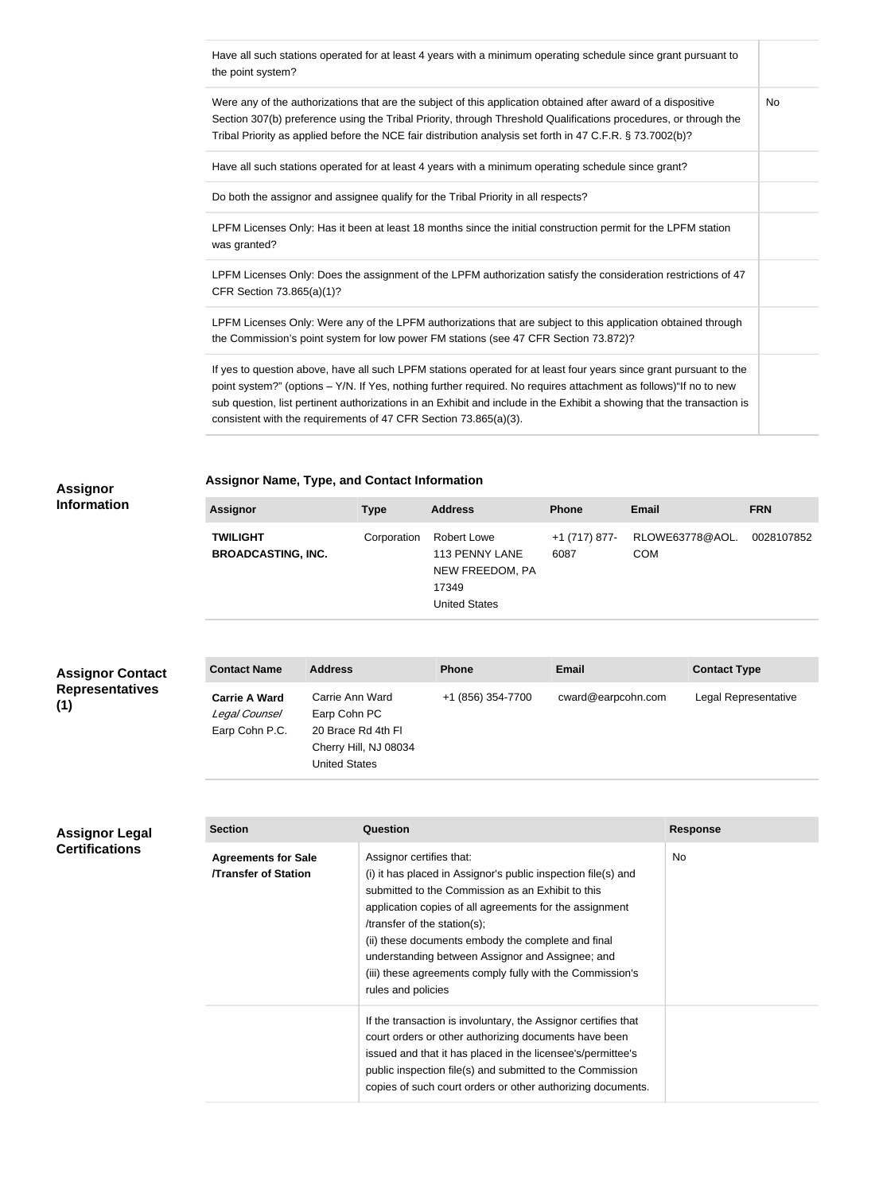| | |
|---|---|
| Have all such stations operated for at least 4 years with a minimum operating schedule since grant pursuant to the point system? | |
| Were any of the authorizations that are the subject of this application obtained after award of a dispositive Section 307(b) preference using the Tribal Priority, through Threshold Qualifications procedures, or through the Tribal Priority as applied before the NCE fair distribution analysis set forth in 47 C.F.R. § 73.7002(b)? | No |
| Have all such stations operated for at least 4 years with a minimum operating schedule since grant? | |
| Do both the assignor and assignee qualify for the Tribal Priority in all respects? | |
| LPFM Licenses Only: Has it been at least 18 months since the initial construction permit for the LPFM station was granted? | |
| LPFM Licenses Only: Does the assignment of the LPFM authorization satisfy the consideration restrictions of 47 CFR Section 73.865(a)(1)? | |
| LPFM Licenses Only: Were any of the LPFM authorizations that are subject to this application obtained through the Commission's point system for low power FM stations (see 47 CFR Section 73.872)? | |
| If yes to question above, have all such LPFM stations operated for at least four years since grant pursuant to the point system?" (options – Y/N. If Yes, nothing further required. No requires attachment as follows)"If no to new sub question, list pertinent authorizations in an Exhibit and include in the Exhibit a showing that the transaction is consistent with the requirements of 47 CFR Section 73.865(a)(3). | |

## Assignor Information

### Assignor Name, Type, and Contact Information

| Assignor | Type | Address | Phone | Email | FRN |
|---|---|---|---|---|---|
| **TWILIGHT BROADCASTING, INC.** | Corporation | Robert Lowe<br>113 PENNY LANE<br>NEW FREEDOM, PA 17349<br>United States | +1 (717) 877-6087 | RLOWE63778@AOL.COM | 0028107852 |

## Assignor Contact Representatives (1)

| Contact Name | Address | Phone | Email | Contact Type |
|---|---|---|---|---|
| **Carrie A Ward**<br>*Legal Counsel*<br>Earp Cohn P.C. | Carrie Ann Ward<br>Earp Cohn PC<br>20 Brace Rd 4th Fl<br>Cherry Hill, NJ 08034<br>United States | +1 (856) 354-7700 | cward@earpcohn.com | Legal Representative |

## Assignor Legal Certifications

| Section | Question | Response |
|---|---|---|
| **Agreements for Sale /Transfer of Station** | Assignor certifies that:<br>(i) it has placed in Assignor's public inspection file(s) and submitted to the Commission as an Exhibit to this application copies of all agreements for the assignment /transfer of the station(s);<br>(ii) these documents embody the complete and final understanding between Assignor and Assignee; and<br>(iii) these agreements comply fully with the Commission's rules and policies | No |
| | If the transaction is involuntary, the Assignor certifies that court orders or other authorizing documents have been issued and that it has placed in the licensee's/permittee's public inspection file(s) and submitted to the Commission copies of such court orders or other authorizing documents. | |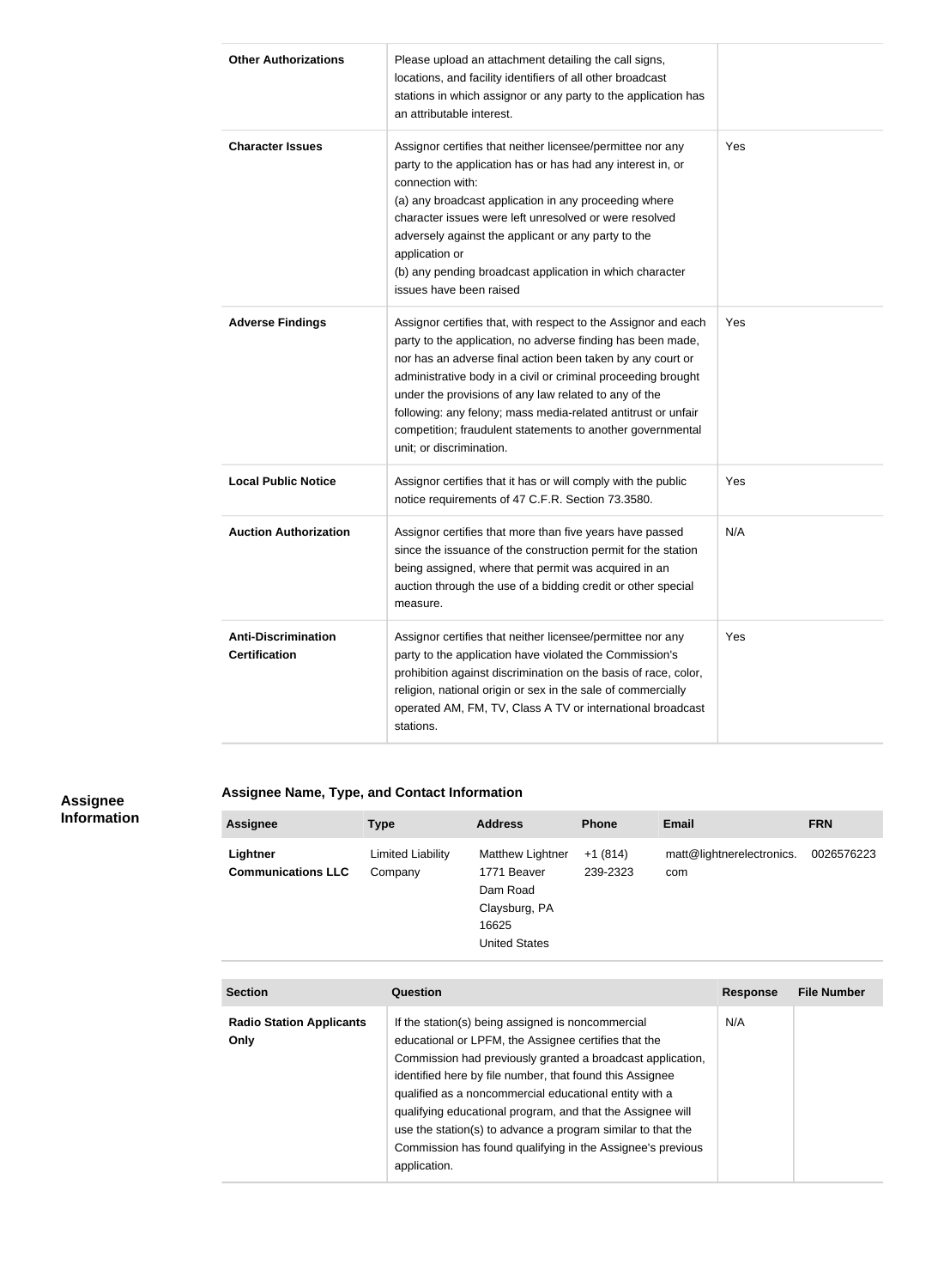| | | |
|---|---|---|
| **Other Authorizations** | Please upload an attachment detailing the call signs, locations, and facility identifiers of all other broadcast stations in which assignor or any party to the application has an attributable interest. | |
| **Character Issues** | Assignor certifies that neither licensee/permittee nor any party to the application has or has had any interest in, or connection with:<br>(a) any broadcast application in any proceeding where character issues were left unresolved or were resolved adversely against the applicant or any party to the application or<br>(b) any pending broadcast application in which character issues have been raised | Yes |
| **Adverse Findings** | Assignor certifies that, with respect to the Assignor and each party to the application, no adverse finding has been made, nor has an adverse final action been taken by any court or administrative body in a civil or criminal proceeding brought under the provisions of any law related to any of the following: any felony; mass media-related antitrust or unfair competition; fraudulent statements to another governmental unit; or discrimination. | Yes |
| **Local Public Notice** | Assignor certifies that it has or will comply with the public notice requirements of 47 C.F.R. Section 73.3580. | Yes |
| **Auction Authorization** | Assignor certifies that more than five years have passed since the issuance of the construction permit for the station being assigned, where that permit was acquired in an auction through the use of a bidding credit or other special measure. | N/A |
| **Anti-Discrimination Certification** | Assignor certifies that neither licensee/permittee nor any party to the application have violated the Commission's prohibition against discrimination on the basis of race, color, religion, national origin or sex in the sale of commercially operated AM, FM, TV, Class A TV or international broadcast stations. | Yes |

## Assignee Information

### Assignee Name, Type, and Contact Information

| Assignee | Type | Address | Phone | Email | FRN |
|---|---|---|---|---|---|
| **Lightner Communications LLC** | Limited Liability Company | Matthew Lightner<br>1771 Beaver Dam Road<br>Claysburg, PA 16625<br>United States | +1 (814) 239-2323 | matt@lightnerelectronics.com | 0026576223 |

| Section | Question | Response | File Number |
|---|---|---|---|
| **Radio Station Applicants Only** | If the station(s) being assigned is noncommercial educational or LPFM, the Assignee certifies that the Commission had previously granted a broadcast application, identified here by file number, that found this Assignee qualified as a noncommercial educational entity with a qualifying educational program, and that the Assignee will use the station(s) to advance a program similar to that the Commission has found qualifying in the Assignee's previous application. | N/A | |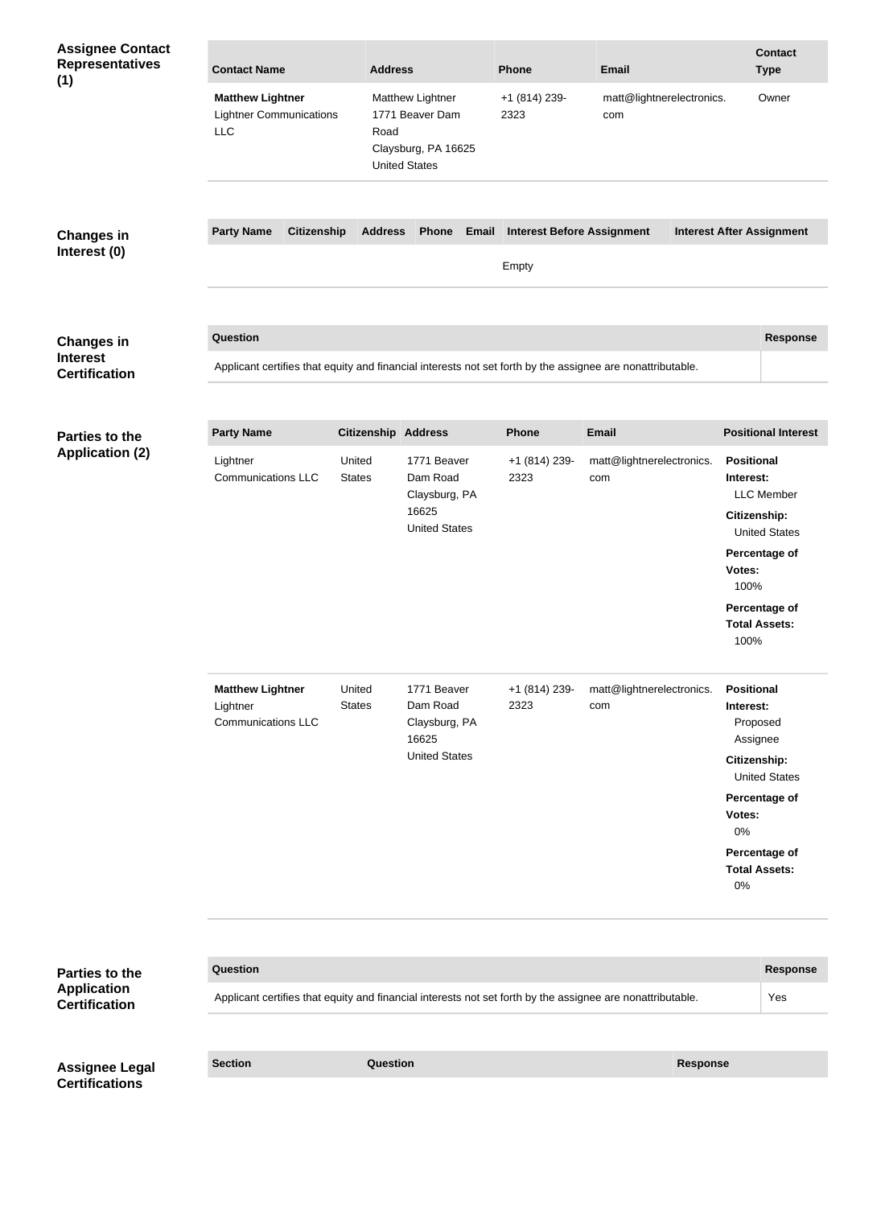## Assignee Contact Representatives (1)

| Contact Name | Address | Phone | Email | Contact Type |
|---|---|---|---|---|
| **Matthew Lightner** Lightner Communications LLC | Matthew Lightner 1771 Beaver Dam Road Claysburg, PA 16625 United States | +1 (814) 239-2323 | matt@lightnerelectronics.com | Owner |

## Changes in Interest (0)

| Party Name | Citizenship | Address | Phone | Email | Interest Before Assignment | Interest After Assignment |
|---|---|---|---|---|---|---|
| | | | | | Empty | |

## Changes in Interest Certification

| Question | Response |
|---|---|
| Applicant certifies that equity and financial interests not set forth by the assignee are nonattributable. | |

## Parties to the Application (2)

| Party Name | Citizenship | Address | Phone | Email | Positional Interest |
|---|---|---|---|---|---|
| Lightner Communications LLC | United States | 1771 Beaver Dam Road Claysburg, PA 16625 United States | +1 (814) 239-2323 | matt@lightnerelectronics.com | **Positional Interest:** LLC Member **Citizenship:** United States **Percentage of Votes:** 100% **Percentage of Total Assets:** 100% |
| **Matthew Lightner** Lightner Communications LLC | United States | 1771 Beaver Dam Road Claysburg, PA 16625 United States | +1 (814) 239-2323 | matt@lightnerelectronics.com | **Positional Interest:** Proposed Assignee **Citizenship:** United States **Percentage of Votes:** 0% **Percentage of Total Assets:** 0% |

## Parties to the Application Certification

| Question | Response |
|---|---|
| Applicant certifies that equity and financial interests not set forth by the assignee are nonattributable. | Yes |

## Assignee Legal Certifications

| Section | Question | Response |
|---|---|---|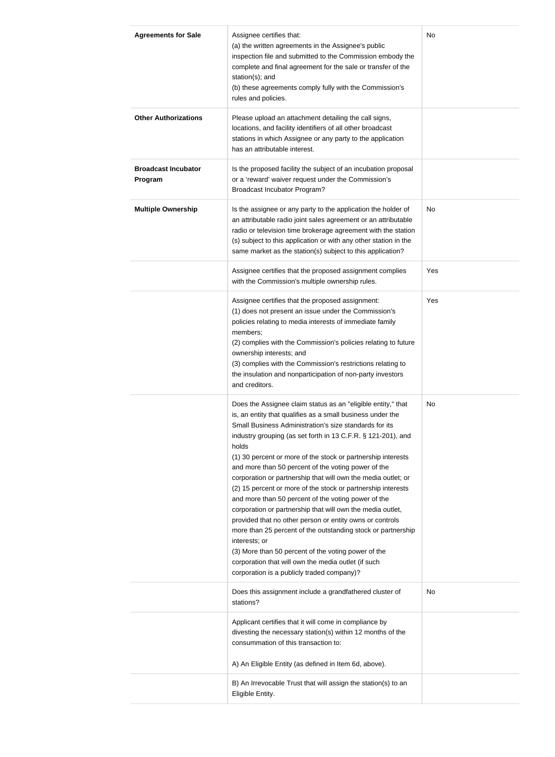| | | |
|---|---|---|
| **Agreements for Sale** | Assignee certifies that:<br>(a) the written agreements in the Assignee's public inspection file and submitted to the Commission embody the complete and final agreement for the sale or transfer of the station(s); and<br>(b) these agreements comply fully with the Commission's rules and policies. | No |
| **Other Authorizations** | Please upload an attachment detailing the call signs, locations, and facility identifiers of all other broadcast stations in which Assignee or any party to the application has an attributable interest. | |
| **Broadcast Incubator Program** | Is the proposed facility the subject of an incubation proposal or a 'reward' waiver request under the Commission's Broadcast Incubator Program? | |
| **Multiple Ownership** | Is the assignee or any party to the application the holder of an attributable radio joint sales agreement or an attributable radio or television time brokerage agreement with the station (s) subject to this application or with any other station in the same market as the station(s) subject to this application? | No |
| | Assignee certifies that the proposed assignment complies with the Commission's multiple ownership rules. | Yes |
| | Assignee certifies that the proposed assignment:<br>(1) does not present an issue under the Commission's policies relating to media interests of immediate family members;<br>(2) complies with the Commission's policies relating to future ownership interests; and<br>(3) complies with the Commission's restrictions relating to the insulation and nonparticipation of non-party investors and creditors. | Yes |
| | Does the Assignee claim status as an "eligible entity," that is, an entity that qualifies as a small business under the Small Business Administration's size standards for its industry grouping (as set forth in 13 C.F.R. § 121-201), and holds<br>(1) 30 percent or more of the stock or partnership interests and more than 50 percent of the voting power of the corporation or partnership that will own the media outlet; or<br>(2) 15 percent or more of the stock or partnership interests and more than 50 percent of the voting power of the corporation or partnership that will own the media outlet, provided that no other person or entity owns or controls more than 25 percent of the outstanding stock or partnership interests; or<br>(3) More than 50 percent of the voting power of the corporation that will own the media outlet (if such corporation is a publicly traded company)? | No |
| | Does this assignment include a grandfathered cluster of stations? | No |
| | Applicant certifies that it will come in compliance by divesting the necessary station(s) within 12 months of the consummation of this transaction to:<br><br>A) An Eligible Entity (as defined in Item 6d, above). | |
| | B) An Irrevocable Trust that will assign the station(s) to an Eligible Entity. | |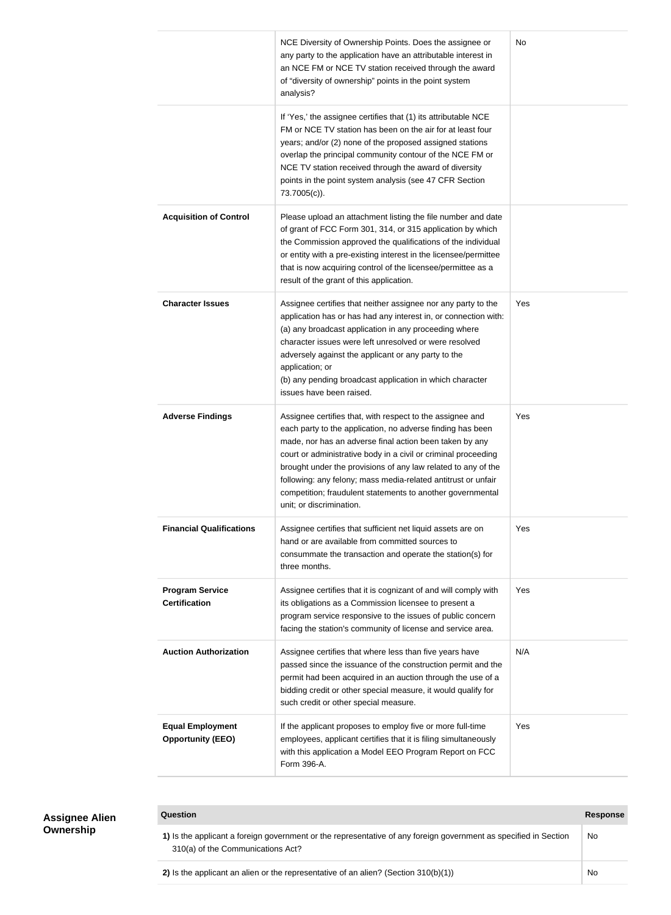| | | |
|---|---|---|
| | NCE Diversity of Ownership Points. Does the assignee or any party to the application have an attributable interest in an NCE FM or NCE TV station received through the award of "diversity of ownership" points in the point system analysis? | No |
| | If 'Yes,' the assignee certifies that (1) its attributable NCE FM or NCE TV station has been on the air for at least four years; and/or (2) none of the proposed assigned stations overlap the principal community contour of the NCE FM or NCE TV station received through the award of diversity points in the point system analysis (see 47 CFR Section 73.7005(c)). | |
| **Acquisition of Control** | Please upload an attachment listing the file number and date of grant of FCC Form 301, 314, or 315 application by which the Commission approved the qualifications of the individual or entity with a pre-existing interest in the licensee/permittee that is now acquiring control of the licensee/permittee as a result of the grant of this application. | |
| **Character Issues** | Assignee certifies that neither assignee nor any party to the application has or has had any interest in, or connection with: (a) any broadcast application in any proceeding where character issues were left unresolved or were resolved adversely against the applicant or any party to the application; or (b) any pending broadcast application in which character issues have been raised. | Yes |
| **Adverse Findings** | Assignee certifies that, with respect to the assignee and each party to the application, no adverse finding has been made, nor has an adverse final action been taken by any court or administrative body in a civil or criminal proceeding brought under the provisions of any law related to any of the following: any felony; mass media-related antitrust or unfair competition; fraudulent statements to another governmental unit; or discrimination. | Yes |
| **Financial Qualifications** | Assignee certifies that sufficient net liquid assets are on hand or are available from committed sources to consummate the transaction and operate the station(s) for three months. | Yes |
| **Program Service Certification** | Assignee certifies that it is cognizant of and will comply with its obligations as a Commission licensee to present a program service responsive to the issues of public concern facing the station's community of license and service area. | Yes |
| **Auction Authorization** | Assignee certifies that where less than five years have passed since the issuance of the construction permit and the permit had been acquired in an auction through the use of a bidding credit or other special measure, it would qualify for such credit or other special measure. | N/A |
| **Equal Employment Opportunity (EEO)** | If the applicant proposes to employ five or more full-time employees, applicant certifies that it is filing simultaneously with this application a Model EEO Program Report on FCC Form 396-A. | Yes |

**Assignee Alien Ownership**

| Question | Response |
|---|---|
| **1)** Is the applicant a foreign government or the representative of any foreign government as specified in Section 310(a) of the Communications Act? | No |
| **2)** Is the applicant an alien or the representative of an alien? (Section 310(b)(1)) | No |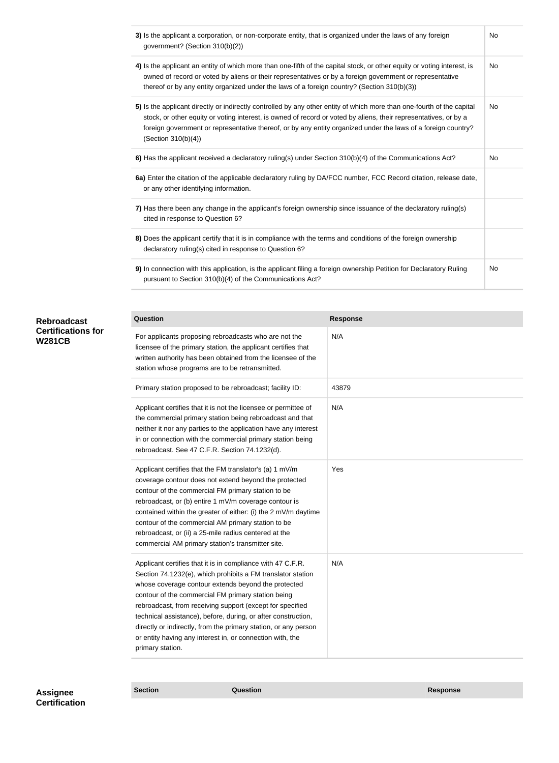| | |
|---|---|
| **3)** Is the applicant a corporation, or non-corporate entity, that is organized under the laws of any foreign government? (Section 310(b)(2)) | No |
| **4)** Is the applicant an entity of which more than one-fifth of the capital stock, or other equity or voting interest, is owned of record or voted by aliens or their representatives or by a foreign government or representative thereof or by any entity organized under the laws of a foreign country? (Section 310(b)(3)) | No |
| **5)** Is the applicant directly or indirectly controlled by any other entity of which more than one-fourth of the capital stock, or other equity or voting interest, is owned of record or voted by aliens, their representatives, or by a foreign government or representative thereof, or by any entity organized under the laws of a foreign country? (Section 310(b)(4)) | No |
| **6)** Has the applicant received a declaratory ruling(s) under Section 310(b)(4) of the Communications Act? | No |
| **6a)** Enter the citation of the applicable declaratory ruling by DA/FCC number, FCC Record citation, release date, or any other identifying information. | |
| **7)** Has there been any change in the applicant's foreign ownership since issuance of the declaratory ruling(s) cited in response to Question 6? | |
| **8)** Does the applicant certify that it is in compliance with the terms and conditions of the foreign ownership declaratory ruling(s) cited in response to Question 6? | |
| **9)** In connection with this application, is the applicant filing a foreign ownership Petition for Declaratory Ruling pursuant to Section 310(b)(4) of the Communications Act? | No |

**Rebroadcast Certifications for W281CB**

| Question | Response |
|---|---|
| For applicants proposing rebroadcasts who are not the licensee of the primary station, the applicant certifies that written authority has been obtained from the licensee of the station whose programs are to be retransmitted. | N/A |
| Primary station proposed to be rebroadcast; facility ID: | 43879 |
| Applicant certifies that it is not the licensee or permittee of the commercial primary station being rebroadcast and that neither it nor any parties to the application have any interest in or connection with the commercial primary station being rebroadcast. See 47 C.F.R. Section 74.1232(d). | N/A |
| Applicant certifies that the FM translator's (a) 1 mV/m coverage contour does not extend beyond the protected contour of the commercial FM primary station to be rebroadcast, or (b) entire 1 mV/m coverage contour is contained within the greater of either: (i) the 2 mV/m daytime contour of the commercial AM primary station to be rebroadcast, or (ii) a 25-mile radius centered at the commercial AM primary station's transmitter site. | Yes |
| Applicant certifies that it is in compliance with 47 C.F.R. Section 74.1232(e), which prohibits a FM translator station whose coverage contour extends beyond the protected contour of the commercial FM primary station being rebroadcast, from receiving support (except for specified technical assistance), before, during, or after construction, directly or indirectly, from the primary station, or any person or entity having any interest in, or connection with, the primary station. | N/A |

**Assignee Certification**

| Section | Question | Response |
|---|---|---|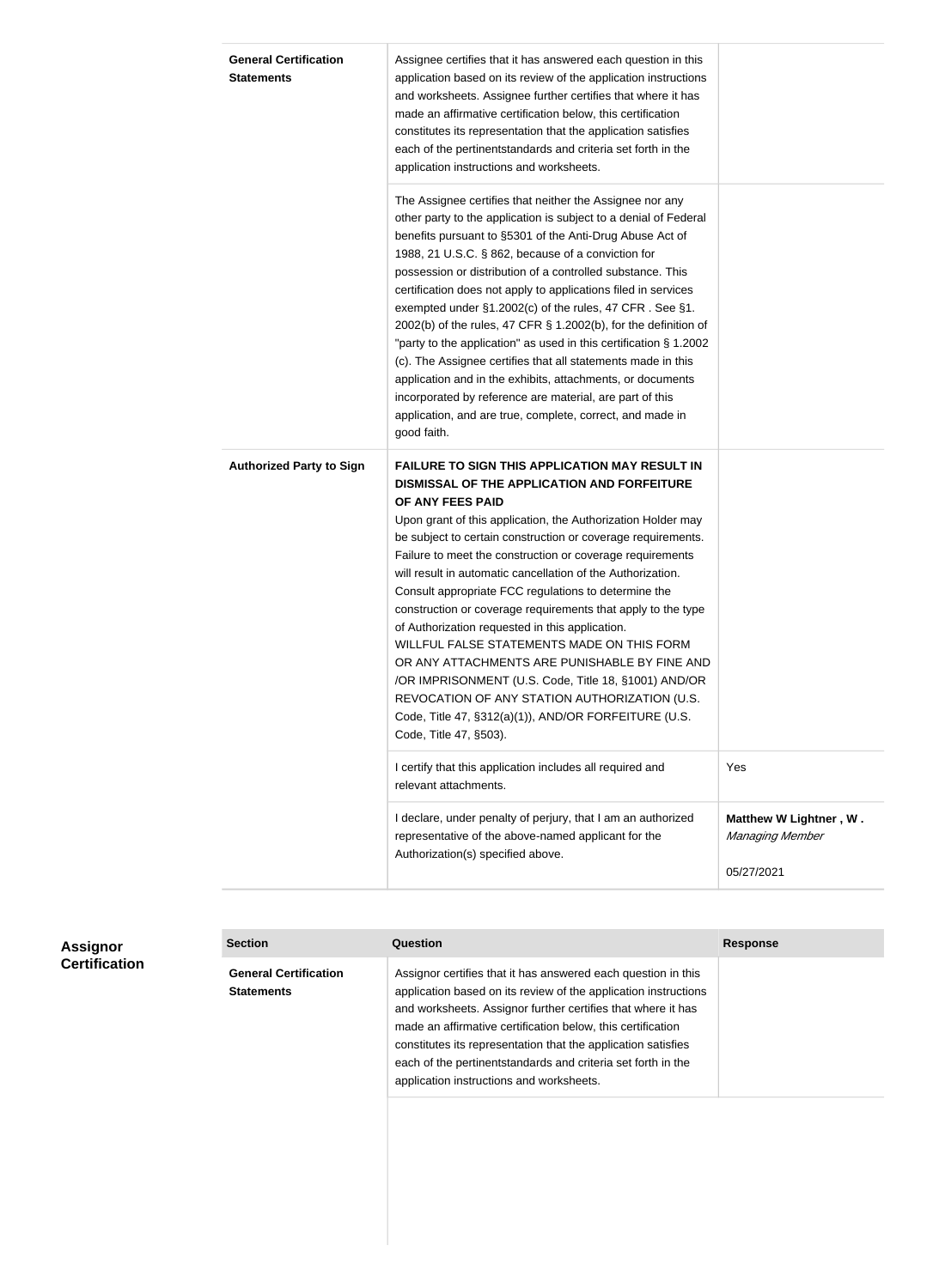| Section | Question | Response |
|---|---|---|
| **General Certification Statements** | Assignee certifies that it has answered each question in this application based on its review of the application instructions and worksheets. Assignee further certifies that where it has made an affirmative certification below, this certification constitutes its representation that the application satisfies each of the pertinentstandards and criteria set forth in the application instructions and worksheets. | |
| | The Assignee certifies that neither the Assignee nor any other party to the application is subject to a denial of Federal benefits pursuant to §5301 of the Anti-Drug Abuse Act of 1988, 21 U.S.C. § 862, because of a conviction for possession or distribution of a controlled substance. This certification does not apply to applications filed in services exempted under §1.2002(c) of the rules, 47 CFR . See §1. 2002(b) of the rules, 47 CFR § 1.2002(b), for the definition of "party to the application" as used in this certification § 1.2002 (c). The Assignee certifies that all statements made in this application and in the exhibits, attachments, or documents incorporated by reference are material, are part of this application, and are true, complete, correct, and made in good faith. | |
| **Authorized Party to Sign** | **FAILURE TO SIGN THIS APPLICATION MAY RESULT IN DISMISSAL OF THE APPLICATION AND FORFEITURE OF ANY FEES PAID** Upon grant of this application, the Authorization Holder may be subject to certain construction or coverage requirements. Failure to meet the construction or coverage requirements will result in automatic cancellation of the Authorization. Consult appropriate FCC regulations to determine the construction or coverage requirements that apply to the type of Authorization requested in this application. WILLFUL FALSE STATEMENTS MADE ON THIS FORM OR ANY ATTACHMENTS ARE PUNISHABLE BY FINE AND /OR IMPRISONMENT (U.S. Code, Title 18, §1001) AND/OR REVOCATION OF ANY STATION AUTHORIZATION (U.S. Code, Title 47, §312(a)(1)), AND/OR FORFEITURE (U.S. Code, Title 47, §503). | |
| | I certify that this application includes all required and relevant attachments. | Yes |
| | I declare, under penalty of perjury, that I am an authorized representative of the above-named applicant for the Authorization(s) specified above. | **Matthew W Lightner , W .** *Managing Member* 05/27/2021 |

## Assignor Certification

| Section | Question | Response |
|---|---|---|
| **General Certification Statements** | Assignor certifies that it has answered each question in this application based on its review of the application instructions and worksheets. Assignor further certifies that where it has made an affirmative certification below, this certification constitutes its representation that the application satisfies each of the pertinentstandards and criteria set forth in the application instructions and worksheets. | |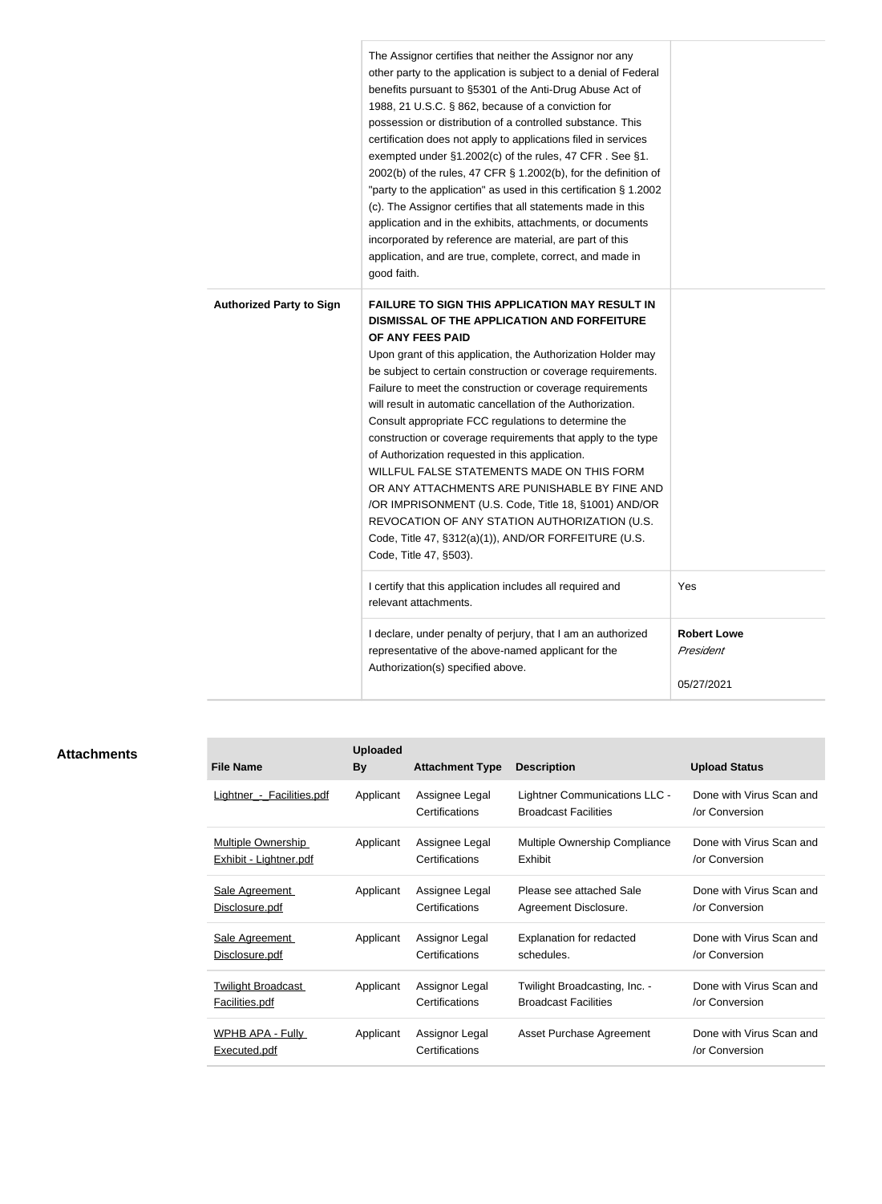| | | |
|---|---|---|
| | The Assignor certifies that neither the Assignor nor any other party to the application is subject to a denial of Federal benefits pursuant to §5301 of the Anti-Drug Abuse Act of 1988, 21 U.S.C. § 862, because of a conviction for possession or distribution of a controlled substance. This certification does not apply to applications filed in services exempted under §1.2002(c) of the rules, 47 CFR . See §1. 2002(b) of the rules, 47 CFR § 1.2002(b), for the definition of "party to the application" as used in this certification § 1.2002 (c). The Assignor certifies that all statements made in this application and in the exhibits, attachments, or documents incorporated by reference are material, are part of this application, and are true, complete, correct, and made in good faith. | |
| **Authorized Party to Sign** | **FAILURE TO SIGN THIS APPLICATION MAY RESULT IN DISMISSAL OF THE APPLICATION AND FORFEITURE OF ANY FEES PAID**<br>Upon grant of this application, the Authorization Holder may be subject to certain construction or coverage requirements. Failure to meet the construction or coverage requirements will result in automatic cancellation of the Authorization. Consult appropriate FCC regulations to determine the construction or coverage requirements that apply to the type of Authorization requested in this application.<br>WILLFUL FALSE STATEMENTS MADE ON THIS FORM OR ANY ATTACHMENTS ARE PUNISHABLE BY FINE AND /OR IMPRISONMENT (U.S. Code, Title 18, §1001) AND/OR REVOCATION OF ANY STATION AUTHORIZATION (U.S. Code, Title 47, §312(a)(1)), AND/OR FORFEITURE (U.S. Code, Title 47, §503). | |
| | I certify that this application includes all required and relevant attachments. | Yes |
| | I declare, under penalty of perjury, that I am an authorized representative of the above-named applicant for the Authorization(s) specified above. | **Robert Lowe**<br>*President*<br><br>05/27/2021 |

**Attachments**

| File Name | Uploaded By | Attachment Type | Description | Upload Status |
|---|---|---|---|---|
| Lightner_-_Facilities.pdf | Applicant | Assignee Legal Certifications | Lightner Communications LLC - Broadcast Facilities | Done with Virus Scan and /or Conversion |
| Multiple Ownership Exhibit - Lightner.pdf | Applicant | Assignee Legal Certifications | Multiple Ownership Compliance Exhibit | Done with Virus Scan and /or Conversion |
| Sale Agreement Disclosure.pdf | Applicant | Assignee Legal Certifications | Please see attached Sale Agreement Disclosure. | Done with Virus Scan and /or Conversion |
| Sale Agreement Disclosure.pdf | Applicant | Assignor Legal Certifications | Explanation for redacted schedules. | Done with Virus Scan and /or Conversion |
| Twilight Broadcast Facilities.pdf | Applicant | Assignor Legal Certifications | Twilight Broadcasting, Inc. - Broadcast Facilities | Done with Virus Scan and /or Conversion |
| WPHB APA - Fully Executed.pdf | Applicant | Assignor Legal Certifications | Asset Purchase Agreement | Done with Virus Scan and /or Conversion |